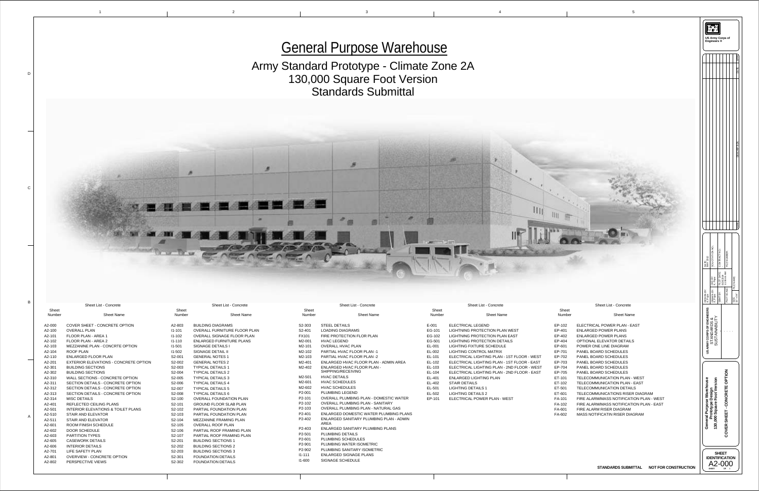# General Purpose Warehouse

## Army Standard Prototype - Climate Zone 2A
## 130,000 Square Foot Version
## Standards Submittal

### Sheet List - Concrete

| Sheet Number | Sheet Name |
|---|---|
| A2-000 | COVER SHEET - CONCRETE OPTION |
| A2-100 | OVERALL PLAN |
| A2-101 | FLOOR PLAN - AREA 1 |
| A2-102 | FLOOR PLAN - AREA 2 |
| A2-103 | MEZZANINE PLAN - CONCRTE OPTION |
| A2-104 | ROOF PLAN |
| A2-110 | ENLARGED FLOOR PLAN |
| A2-201 | EXTERIOR ELEVATIONS - CONCRETE OPTION |
| A2-301 | BUILDING SECTIONS |
| A2-302 | BUILDING SECTIONS |
| A2-310 | WALL SECTIONS - CONCRETE OPTION |
| A2-311 | SECTION DETAILS - CONCRETE OPTION |
| A2-312 | SECTION DETAILS - CONCRETE OPTION |
| A2-313 | SECTION DETAILS - CONCRETE OPTION |
| A2-314 | MISC DETAILS |
| A2-401 | REFLECTED CEILING PLANS |
| A2-501 | INTERIOR ELEVATIONS & TOILET PLANS |
| A2-510 | STAIR AND ELEVATOR |
| A2-511 | STAIR AND ELEVATOR |
| A2-601 | ROOM FINISH SCHEDULE |
| A2-602 | DOOR SCHEDULE |
| A2-603 | PARTITION TYPES |
| A2-605 | CASEWORK DETAILS |
| A2-606 | INTERIOR DETAILS |
| A2-701 | LIFE SAFETY PLAN |
| A2-801 | OVERVIEW - CONCRETE OPTION |
| A2-802 | PERSPECTIVE VIEWS |
| A2-803 | BUILDING DIAGRAMS |
| I1-101 | OVERALL FURNITURE FLOOR PLAN |
| I1-102 | OVERALL SIGNAGE FLOOR PLAN |
| I1-110 | ENLARGED FURNITURE PLANS |
| I1-501 | SIGNAGE DETAILS I |
| I1-502 | SIGNAGE DETAIL II |
| S2-001 | GENERAL NOTES 1 |
| S2-002 | GENERAL NOTES 2 |
| S2-003 | TYPICAL DETAILS 1 |
| S2-004 | TYPICAL DETAILS 2 |
| S2-005 | TYPICAL DETAILS 3 |
| S2-006 | TYPICAL DETAILS 4 |
| S2-007 | TYPICAL DETAILS 5 |
| S2-008 | TYPICAL DETAILS 6 |
| S2-100 | OVERALL FOUNDATION PLAN |
| S2-101 | GROUND FLOOR SLAB PLAN |
| S2-102 | PARTIAL FOUNDATION PLAN |
| S2-103 | PARTIAL FOUNDATION PLAN |
| S2-104 | MEZZANINE FRAMING PLAN |
| S2-105 | OVERALL ROOF PLAN |
| S2-106 | PARTIAL ROOF FRAMING PLAN |
| S2-107 | PARTIAL ROOF FRAMING PLAN |
| S2-201 | BUILDING SECTIONS 1 |
| S2-202 | BUILDING SECTIONS 2 |
| S2-203 | BUILDING SECTIONS 3 |
| S2-301 | FOUNDATION DETAILS |
| S2-302 | FOUNDATION DETAILS |
| S2-303 | STEEL DETAILS |
| S2-401 | LOADING DIAGRAMS |
| FX101 | FIRE PROTECTION FLOR PLAN |
| M2-001 | HVAC LEGEND |
| M2-101 | OVERALL HVAC PLAN |
| M2-102 | PARTIAL HVAC FLOOR PLAN -1 |
| M2-103 | PARTIAL HVAC FLOOR PLAN -2 |
| M2-401 | ENLARGED HVAC FLOOR PLAN - ADMIN AREA |
| M2-402 | ENLARGED HVAC FLOOR PLAN - SHIPPING/RECEIVING |
| M2-501 | HVAC DETAILS |
| M2-601 | HVAC SCHEDULES |
| M2-602 | HVAC SCHEDULES |
| P2-001 | PLUMBING LEGEND |
| P2-101 | OVERALL PLUMBING PLAN - DOMESTIC WATER |
| P2-102 | OVERALL PLUMBING PLAN - SANITARY |
| P2-103 | OVERALL PLUMBING PLAN - NATURAL GAS |
| P2-401 | ENLARGED DOMESTIC WATER PLUMBING PLANS |
| P2-402 | ENLARGED SANITARY PLUMBING PLAN - ADMIN AREA |
| P2-403 | ENLARGED SANITARY PLUMBING PLANS |
| P2-501 | PLUMBING DETAILS |
| P2-601 | PLUMBING SCHEDULES |
| P2-901 | PLUMBING WATER ISOMETRIC |
| P2-902 | PLUMBING SANITARY ISOMETRIC |
| I1-111 | ENLARGED SIGNAGE PLANS |
| I1-600 | SIGNAGE SCHEDULE |
| E-001 | ELECTRICAL LEGEND |
| EG-101 | LIGHTNING PROTECTION PLAN WEST |
| EG-102 | LIGHTNING PROTECTION PLAN EAST |
| EG-501 | LIGHTNING PROTECTION DETAILS |
| EL-001 | LIGHTING FIXTURE SCHEDULE |
| EL-002 | LIGHTING CONTROL MATRIX |
| EL-101 | ELECTRICAL LIGHTING PLAN - 1ST FLOOR - WEST |
| EL-102 | ELECTRICAL LIGHTING PLAN - 1ST FLOOR - EAST |
| EL-103 | ELECTRICAL LIGHTING PLAN - 2ND FLOOR - WEST |
| EL-104 | ELECTRICAL LIGHTING PLAN - 2ND FLOOR - EAST |
| EL-401 | ENLARGED LIGHTING PLAN |
| EL-402 | STAIR DETAILS |
| EL-501 | LIGHTING DETAILS 1 |
| EL-502 | LIGHTING DETAILS 2 |
| EP-101 | ELECTRICAL POWER PLAN - WEST |
| EP-102 | ELECTRICAL POWER PLAN - EAST |
| EP-401 | ENLARGED POWER PLANS |
| EP-402 | ENLARGED POWER PLANS |
| EP-404 | OPTIONAL ELEVATOR DETAILS |
| EP-601 | POWER ONE LINE DIAGRAM |
| EP-701 | PANEL BOARD SCHEDULES |
| EP-702 | PANEL BOARD SCHEDULES |
| EP-703 | PANEL BOARD SCHEDULES |
| EP-704 | PANEL BOARD SCHEDULES |
| EP-705 | PANEL BOARD SCHEDULES |
| ET-101 | TELECOMMUNICATION PLAN - WEST |
| ET-102 | TELECOMMUNICATION PLAN - EAST |
| ET-501 | TELECOMMUNICATION DETAILS |
| ET-601 | TELECOMMUNICATIONS RISER DIAGRAM |
| FA-101 | FIRE ALARM/MASS NOTIFICATION PLAN - WEST |
| FA-102 | FIRE ALARM/MASS NOTIFICATION PLAN - EAST |
| FA-601 | FIRE ALARM RISER DIAGRAM |
| FA-602 | MASS NOTIFICATIN RISER DIAGRAM |

STANDARDS SUBMITTAL NOT FOR CONSTRUCTION

US Army Corps of Engineers

US ARMY CORPS OF ENGINEERS
STANDARDS & SUSTAINABILITY

**General Purpose Warehouse**
**Prototype Design**
**130,000 Square Foot Version**

**COVER SHEET - CONCRETE OPTION**

SHEET IDENTIFICATION
A2-000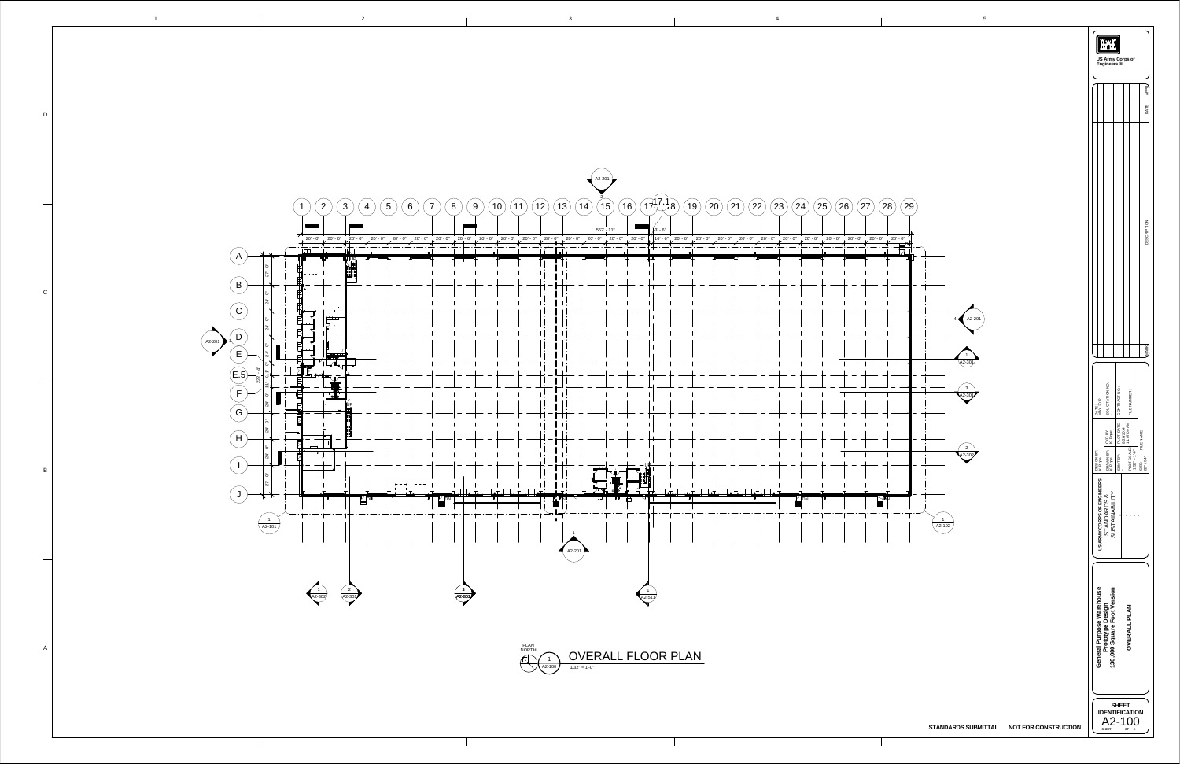# OVERALL FLOOR PLAN

1 / A2-100 — 1/32" = 1'-0"

PLAN NORTH

562' - 11"

222' - 8"

STANDARDS SUBMITTAL    NOT FOR CONSTRUCTION

US Army Corps of Engineers ®

US ARMY CORPS OF ENGINEERS
STANDARDS & SUSTAINABILITY

General Purpose Warehouse
Prototype Design
130,000 Square Foot Version

OVERALL PLAN

SHEET IDENTIFICATION
A2-100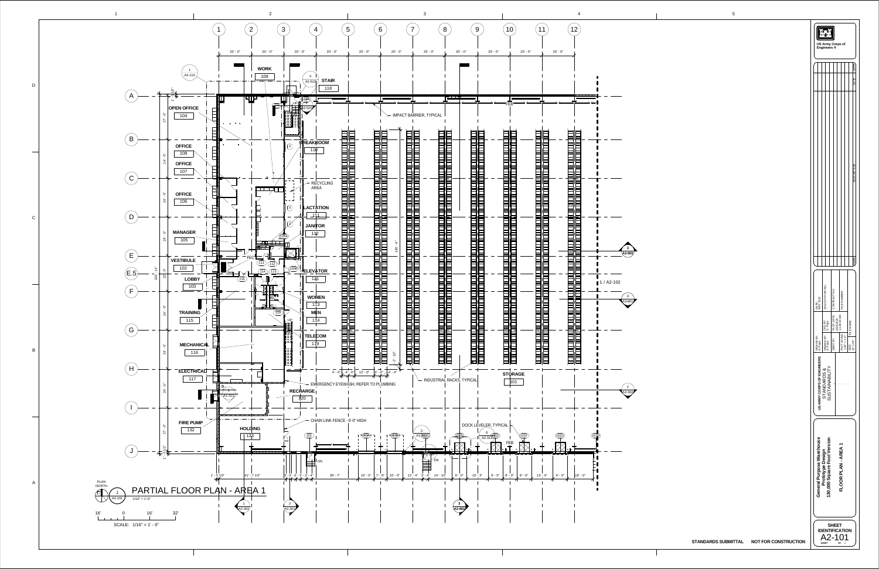# PARTIAL FLOOR PLAN - AREA 1

1 / A2-101

1/16" = 1'-0"

PLAN NORTH

SCALE: 1/16" = 1' - 0"

16' 0 16' 32'

## Rooms

- WORK 109
- STAIR 118
- OPEN OFFICE 104
- OFFICE 108
- OFFICE 107
- OFFICE 106
- MANAGER 105
- VESTIBULE 102
- LOBBY 103
- TRAINING 115
- MECHANICAL 116
- ELECTRICAL 117
- FIRE PUMP 132
- HOLDING 133
- BREAKROOM 110
- LACTATION 111
- JANITOR 112
- ELEVATOR 141
- WOMEN 113
- MEN 114
- TELECOM 119
- RECHARGE 120
- STORAGE 101

## Notes

- IMPACT BARRIER, TYPICAL
- RECYCLING AREA
- EMERGENCY EYEWASH, REFER TO PLUMBING
- INDUSTRIAL RACKS, TYPICAL
- CHAIN LINK FENCE - 6'-0" HIGH
- DOCK LEVELER, TYPICAL
- 1 / A2-102

STANDARDS SUBMITTAL    NOT FOR CONSTRUCTION

US Army Corps of Engineers ®

US ARMY CORPS OF ENGINEERS
STANDARDS & SUSTAINABILITY

General Purpose Warehouse
Prototype Design
130,000 Square Foot Version

FLOOR PLAN - AREA 1

SHEET IDENTIFICATION
A2-101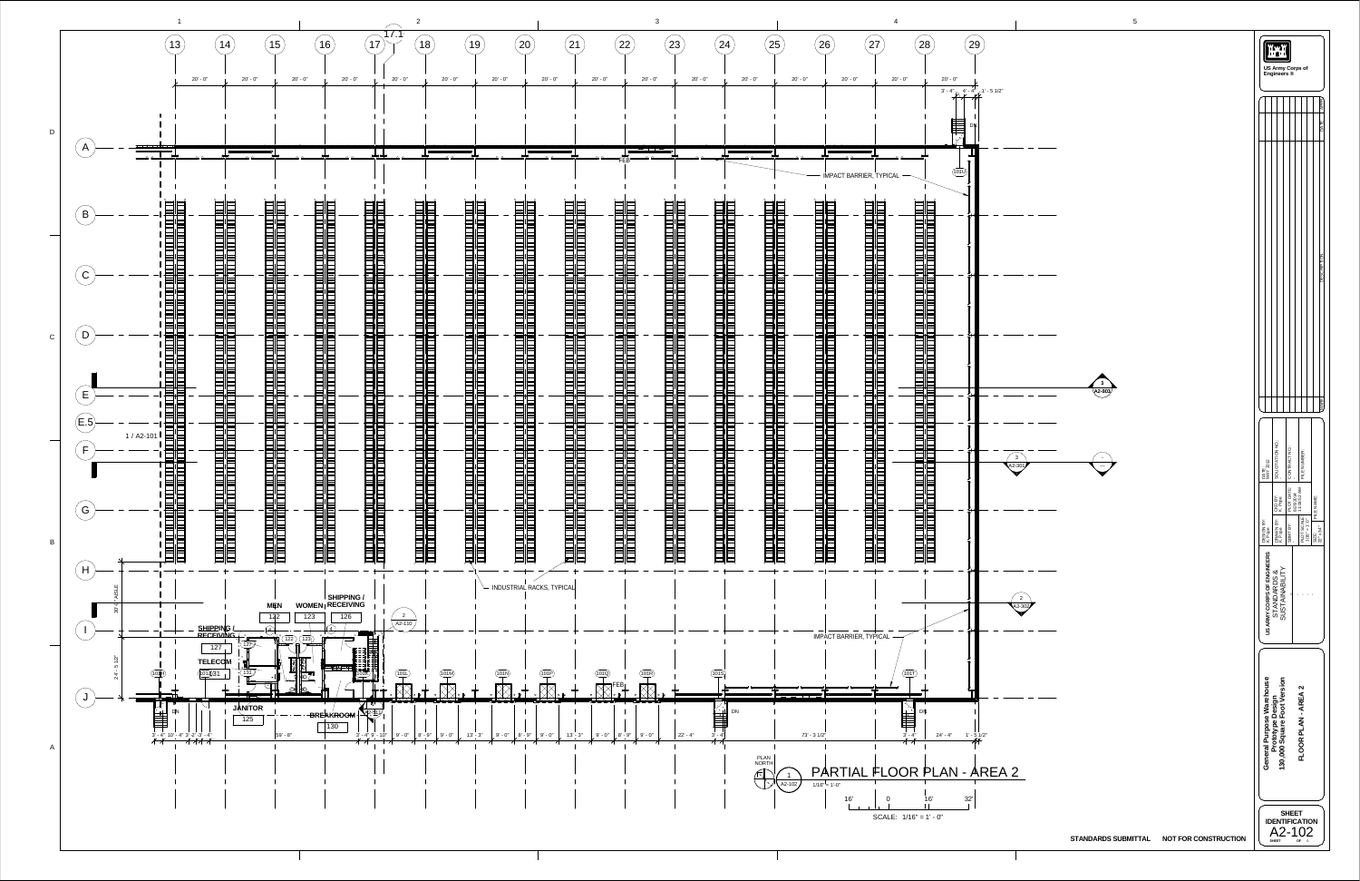US Army Corps of Engineers ®

## PARTIAL FLOOR PLAN - AREA 2

1 / A2-102

1/16" = 1'-0"

SCALE: 1/16" = 1' - 0"

PLAN NORTH

Grid lines: 13, 14, 15, 16, 17, 17.1, 18, 19, 20, 21, 22, 23, 24, 25, 26, 27, 28, 29

Grid lines: A, B, C, D, E, E.5, F, G, H, I, J

IMPACT BARRIER, TYPICAL

INDUSTRIAL RACKS, TYPICAL

FEB

DN

1 / A2-101

1 / A2-301

3 / A2-301

2 / A2-302

2 / A2-110

30' - 0" AISLE

24' - 5 1/2"

| Room | Number |
|---|---|
| MEN | 122 |
| WOMEN | 123 |
| SHIPPING / RECEIVING | 126 |
| SHIPPING / RECEIVING | 127 |
| TELECOM | 131 |
| JANITOR | 125 |
| BREAKROOM | 130 |

Doors: 101D, 101E, 101L, 101M, 101N, 101P, 101Q, 101R, 101S, 101T, 101U

US ARMY CORPS OF ENGINEERS

STANDARDS & SUSTAINABILITY

General Purpose Warehouse Prototype Design 130,000 Square Foot Version

FLOOR PLAN - AREA 2

SHEET IDENTIFICATION

A2-102

STANDARDS SUBMITTAL NOT FOR CONSTRUCTION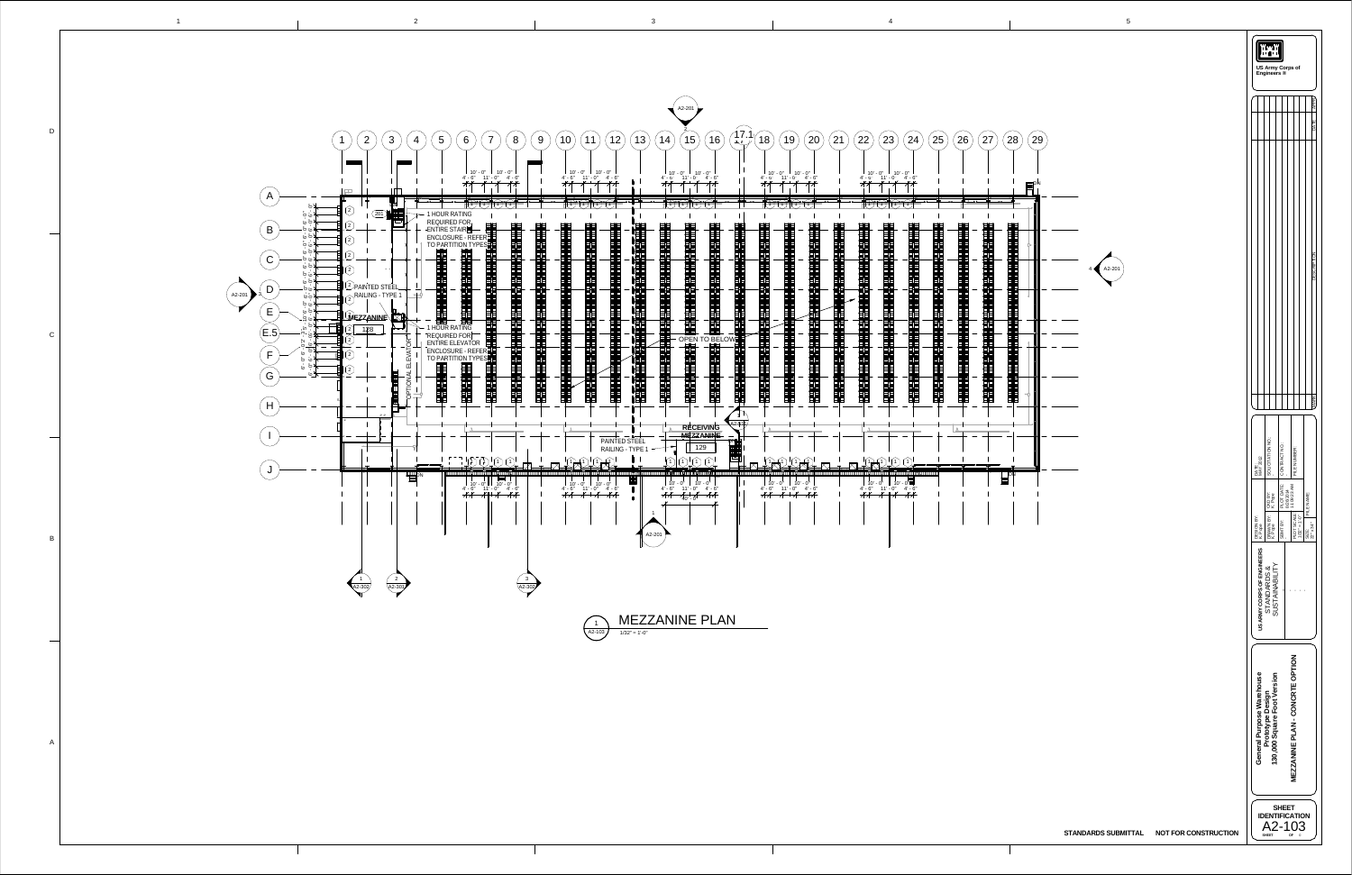# MEZZANINE PLAN

1 / A2-103 — 1/32" = 1'-0"

1 HOUR RATING REQUIRED FOR ENTIRE STAIR ENCLOSURE - REFER TO PARTITION TYPES

PAINTED STEEL RAILING - TYPE 1

MEZZANINE 128

1 HOUR RATING REQUIRED FOR ENTIRE ELEVATOR ENCLOSURE - REFER TO PARTITION TYPES

OPTIONAL ELEVATOR

OPEN TO BELOW

RECEIVING MEZZANINE 129

PAINTED STEEL RAILING - TYPE 1

US Army Corps of Engineers ®

US ARMY CORPS OF ENGINEERS
STANDARDS & SUSTAINABILITY

**General Purpose Warehouse Prototype Design 130,000 Square Foot Version**

**MEZZANINE PLAN - CONCRETE OPTION**

**SHEET IDENTIFICATION**

**A2-103**

STANDARDS SUBMITTAL    NOT FOR CONSTRUCTION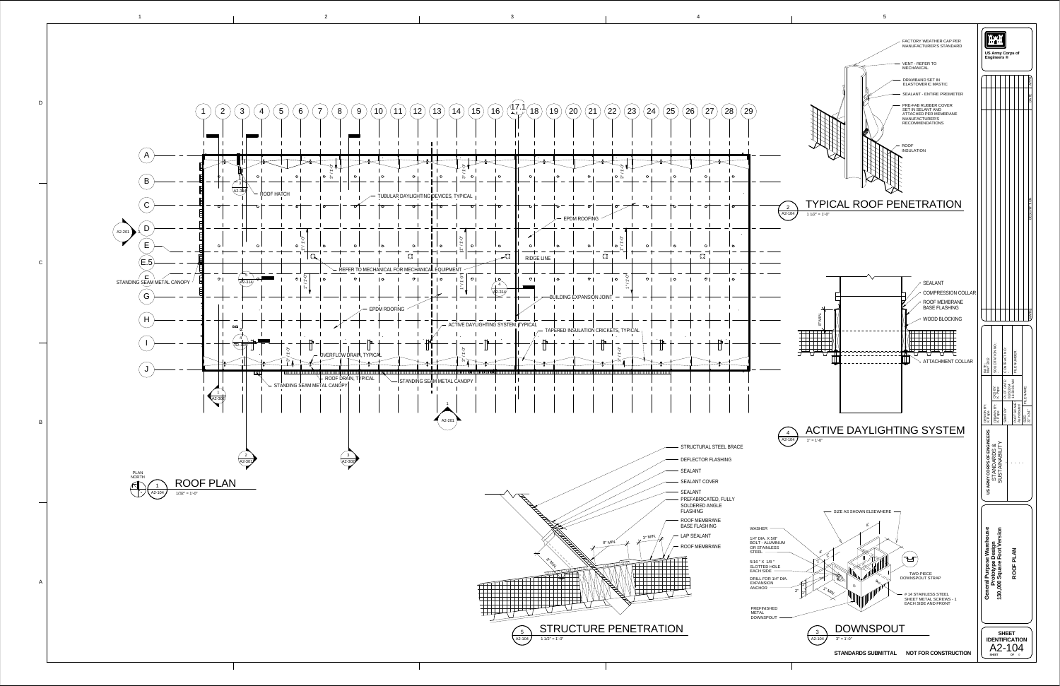# ROOF PLAN

1 / A2-104 — ROOF PLAN — 1/32" = 1'-0"

PLAN NORTH

Grid lines: 1, 2, 3, 4, 5, 6, 7, 8, 9, 10, 11, 12, 13, 14, 15, 16, 17.1, 18, 19, 20, 21, 22, 23, 24, 25, 26, 27, 28, 29

Grid rows: A, B, C, D, E, E.5, F, G, H, I, J

Plan notes:

- ROOF HATCH
- TUBULAR DAYLIGHTING DEVICES, TYPICAL
- EPDM ROOFING
- RIDGE LINE
- REFER TO MECHANICAL FOR MECHANICAL EQUIPMENT
- STANDING SEAM METAL CANOPY
- BUILDING EXPANSION JOINT
- EPDM ROOFING
- ACTIVE DAYLIGHTING SYSTEM, TYPICAL
- TAPERED INSULATION CRICKETS, TYPICAL
- OVERFLOW DRAIN, TYPICAL
- ROOF DRAIN, TYPICAL
- STANDING SEAM METAL CANOPY
- STANDING SEAM METAL CANOPY

## TYPICAL ROOF PENETRATION

2 / A2-104 — 1 1/2" = 1'-0"

- FACTORY WEATHER CAP PER MANUFACTURER'S STANDARD
- VENT - REFER TO MECHANICAL
- DRAWBAND SET IN ELASTOMERIC MASTIC
- SEALANT - ENTIRE PREIMETER
- PRE-FAB RUBBER COVER SET IN SEALANT AND ATTACHED PER MEMBRANE MANUFACTURER'S RECOMMENDATIONS
- ROOF INSULATION

## ACTIVE DAYLIGHTING SYSTEM

4 / A2-104 — 1" = 1'-0"

- SEALANT
- COMPRESSION COLLAR
- ROOF MEMBRANE BASE FLASHING
- WOOD BLOCKING
- ATTACHMENT COLLAR
- 8" MIN.

## STRUCTURE PENETRATION

5 / A2-104 — 1 1/2" = 1'-0"

- STRUCTURAL STEEL BRACE
- DEFLECTOR FLASHING
- SEALANT
- SEALANT COVER
- SEALANT
- PREFABRICATED, FULLY SOLDERED ANGLE FLASHING
- ROOF MEMBRANE BASE FLASHING
- LAP SEALANT
- ROOF MEMBRANE
- 8" MIN.
- 3" MIN.

## DOWNSPOUT

3 / A2-104 — 3" = 1'-0"

- SIZE AS SHOWN ELSEWHERE
- WASHER
- 1/4" DIA. X 5/8" BOLT - ALUMINUM OR STAINLESS STEEL
- 5/16 " X 1/8 " SLOTTED HOLE EACH SIDE
- DRILL FOR 1/4" DIA. EXPANSION ANCHOR
- PREFINISHED METAL DOWNSPOUT
- TWO-PIECE DOWNSPOUT STRAP
- # 14 STAINLESS STEEL SHEET METAL SCREWS - 1 EACH SIDE AND FRONT
- 1" MIN.
- 2"

STANDARDS SUBMITTAL — NOT FOR CONSTRUCTION

US Army Corps of Engineers ®

US ARMY CORPS OF ENGINEERS — STANDARDS & SUSTAINABILITY

General Purpose Warehouse Prototype Design 130,000 Square Foot Version

ROOF PLAN

SHEET IDENTIFICATION: A2-104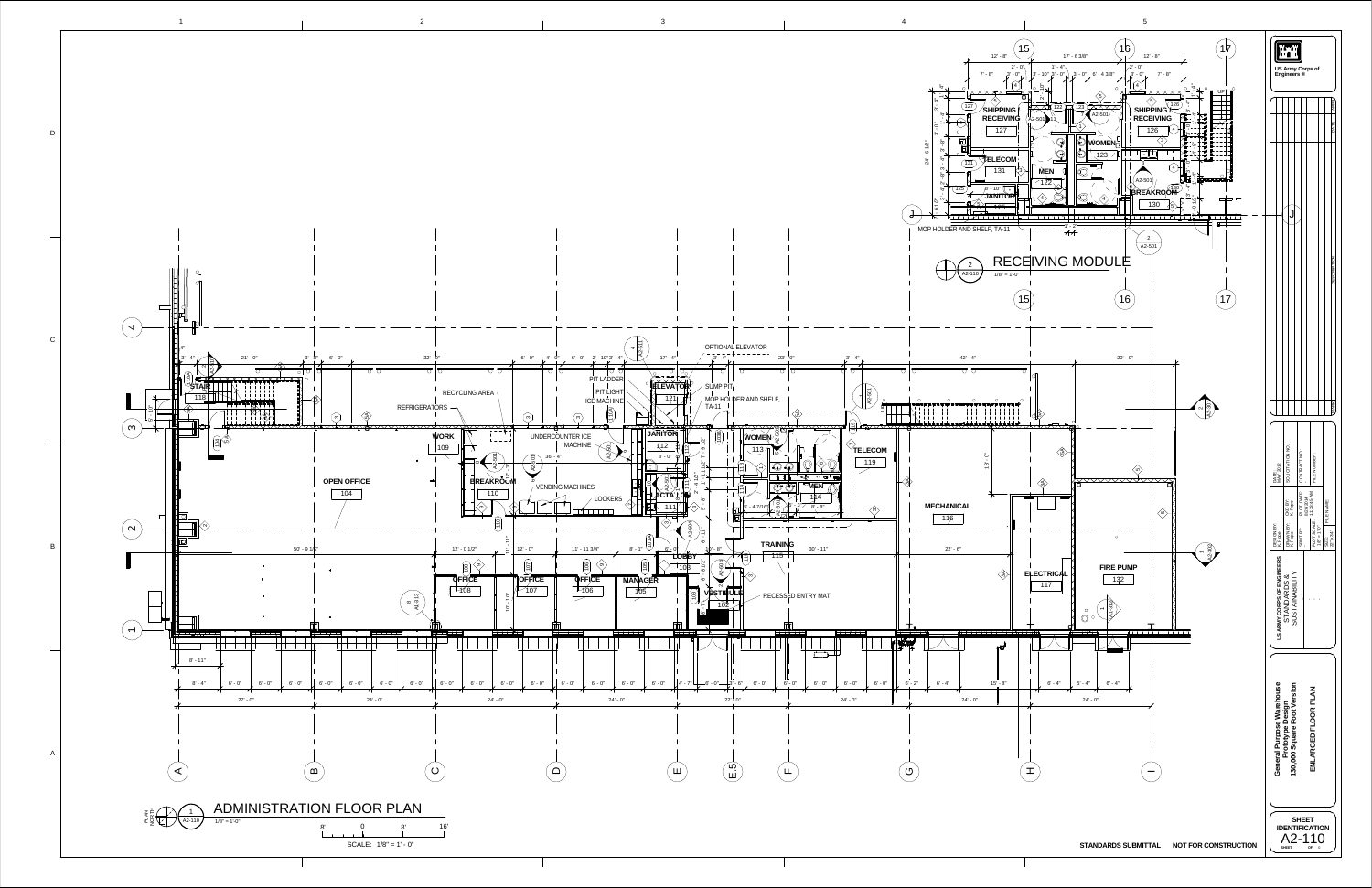# ADMINISTRATION FLOOR PLAN

1 — A2-110 — 1/8" = 1'-0"

SCALE: 1/8" = 1' - 0"

## RECEIVING MODULE

2 — A2-110 — 1/8" = 1'-0"

**Rooms – Administration Floor Plan:**

- STAIR 118
- WORK 109
- OPEN OFFICE 104
- BREAKROOM 110
- JANITOR 112
- LACTATION 111
- ELEVATOR 121
- WOMEN 113
- MEN 114
- TELECOM 119
- MECHANICAL 116
- TRAINING 115
- LOBBY 103
- VESTIBULE 102
- OFFICE 108
- OFFICE 107
- OFFICE 106
- MANAGER 105
- ELECTRICAL 117
- FIRE PUMP 132

**Notes:** RECYCLING AREA; REFRIGERATORS; UNDERCOUNTER ICE MACHINE; PIT LADDER; PIT LIGHT; ICE MACHINE; OPTIONAL ELEVATOR; SUMP PIT; MOP HOLDER AND SHELF, TA-11; VENDING MACHINES; LOCKERS; RECESSED ENTRY MAT

**Rooms – Receiving Module:**

- SHIPPING / RECEIVING 127
- SHIPPING / RECEIVING 126
- WOMEN 123
- TELECOM 131
- MEN 122
- JANITOR 125
- BREAKROOM 130

**Notes:** MOP HOLDER AND SHELF, TA-11; UP

**Grid lines:** A, B, C, D, E, E.5, F, G, H, I; 1, 2, 3, 4; J; 15, 16, 17

US Army Corps of Engineers

US ARMY CORPS OF ENGINEERS STANDARDS & SUSTAINABILITY

**General Purpose Warehouse Prototype Design 130,000 Square Foot Version**

**ENLARGED FLOOR PLAN**

SHEET IDENTIFICATION **A2-110**

STANDARDS SUBMITTAL NOT FOR CONSTRUCTION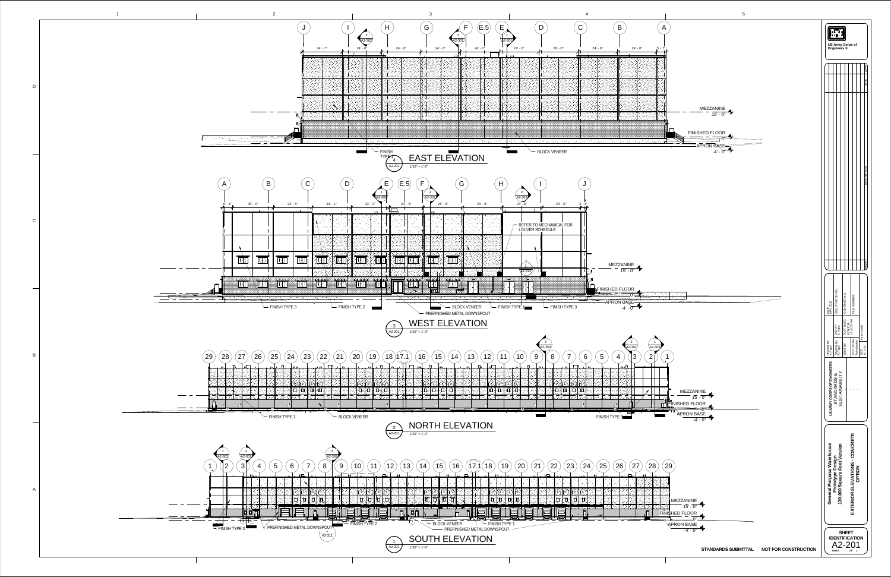## EAST ELEVATION

4 / A2-201 — 1/16" = 1'-0"

Grid lines: J, I, H, G, F, E.5, E, D, C, B, A

Dimensions: 24' - 7", 24' - 0", 24' - 0", 24' - 0", 24' - 0", 24' - 0", 24' - 0", 24' - 0", 24' - 0", 0' - 7"

Section markers: 2 / A2-302, 3 / A2-301, 1 / A2-301

- MEZZANINE 15' - 0"
- FINISHED FLOOR 0"
- APRON BASE -4' - 0"
- FINISH TYPE 1
- BLOCK VENEER

## WEST ELEVATION

3 / A2-201 — 1/16" = 1'-0"

Grid lines: A, B, C, D, E, E.5, F, G, H, I, J

Dimensions: 0' - 1", 25' - 0", 23' - 5", 24' - 1", 23' - 3", 20' - 9", 24' - 0", 24' - 0", 24' - 6", 23' - 6", 3' - 8"

Section markers: 1 / A2-301, 3 / A2-301, 2 / A2-302, 1 / A1-312

- REFER TO MECHANICAL FOR LOUVER SCHEDULE
- MEZZANINE 15' - 0"
- FINISHED FLOOR
- APRON BASE -4' - 0"
- FINISH TYPE 3
- FINISH TYPE 2
- BLOCK VENEER
- FINISH TYPE 1
- FINISH TYPE 3
- PREFINISHED METAL DOWNSPOUT

## NORTH ELEVATION

2 / A2-201 — 1/32" = 1'-0"

Grid lines: 29, 28, 27, 26, 25, 24, 23, 22, 21, 20, 19, 18, 17.1, 16, 15, 14, 13, 12, 11, 10, 9, 8, 7, 6, 5, 4, 3, 2, 1

Section markers: 2 / A2-302, 2 / A2-301, 1 / A2-302

- MEZZANINE 15' - 0"
- FINISHED FLOOR 0"
- APRON BASE -4' - 0"
- FINISH TYPE 1
- BLOCK VENEER
- FINISH TYPE 3

## SOUTH ELEVATION

1 / A2-201 — 1/32" = 1'-0"

Grid lines: 1, 2, 3, 4, 5, 6, 7, 8, 9, 10, 11, 12, 13, 14, 15, 16, 17.1, 18, 19, 20, 21, 22, 23, 24, 25, 26, 27, 28, 29

Section markers: 1 / A2-302, 2 / A2-302, 3 / A2-302, A2-311

- MEZZANINE 15' - 0"
- FINISHED FLOOR 0"
- APRON BASE -4' - 0"
- FINISH TYPE 3
- PREFINISHED METAL DOWNSPOUT
- FINISH TYPE 2
- BLOCK VENEER
- FINISH TYPE 1
- PREFINISHED METAL DOWNSPOUT

STANDARDS SUBMITTAL NOT FOR CONSTRUCTION

---

US Army Corps of Engineers®

US ARMY CORPS OF ENGINEERS
STANDARDS & SUSTAINABILITY

**General Purpose Warehouse Prototype Design 130,000 Square Foot Version**

**EXTERIOR ELEVATIONS - CONCRETE OPTION**

**SHEET IDENTIFICATION**
A2-201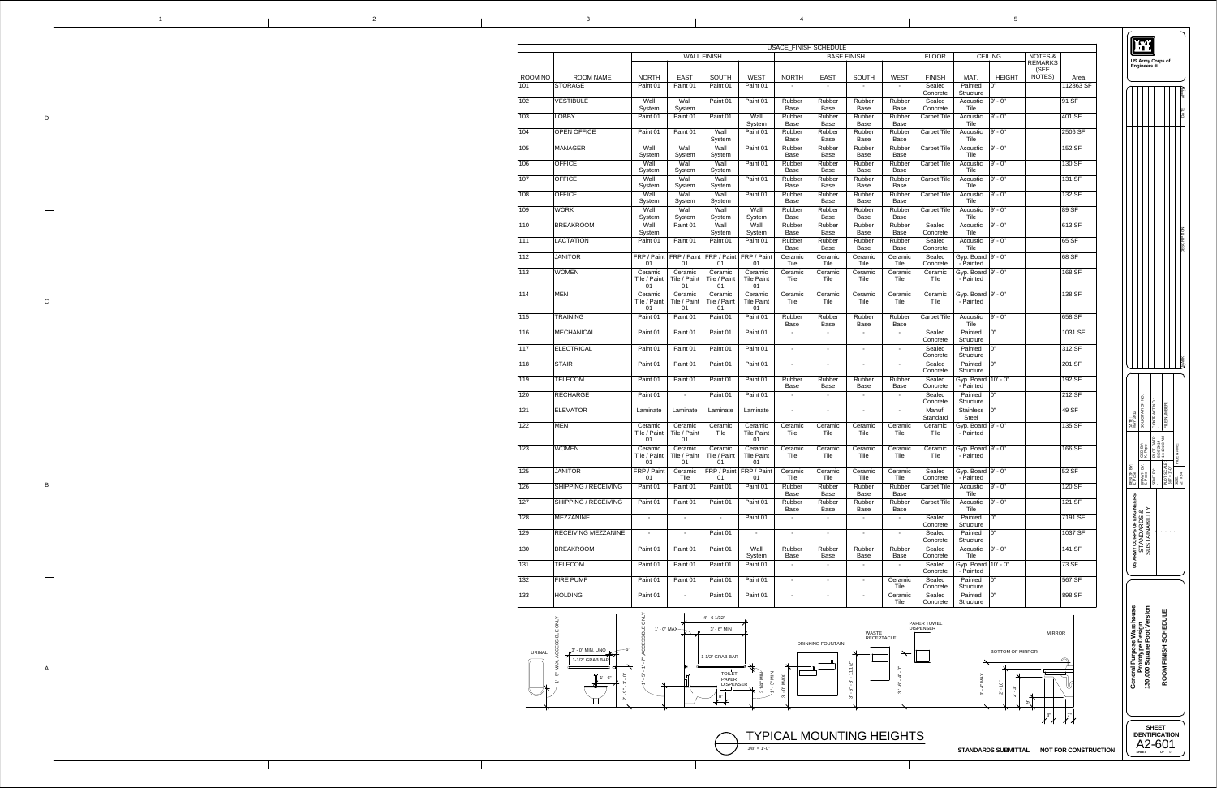# USACE_FINISH SCHEDULE

| ROOM NO | ROOM NAME | WALL FINISH NORTH | WALL FINISH EAST | WALL FINISH SOUTH | WALL FINISH WEST | BASE FINISH NORTH | BASE FINISH EAST | BASE FINISH SOUTH | BASE FINISH WEST | FLOOR FINISH | CEILING MAT. | CEILING HEIGHT | NOTES & REMARKS (SEE NOTES) | Area |
|---|---|---|---|---|---|---|---|---|---|---|---|---|---|---|
| 101 | STORAGE | Paint 01 | Paint 01 | Paint 01 | Paint 01 | - | - | - | - | Sealed Concrete | Painted Structure | 0" | | 112863 SF |
| 102 | VESTIBULE | Wall System | Wall System | Paint 01 | Paint 01 | Rubber Base | Rubber Base | Rubber Base | Rubber Base | Sealed Concrete | Acoustic Tile | 9' - 0" | | 91 SF |
| 103 | LOBBY | Paint 01 | Paint 01 | Paint 01 | Wall System | Rubber Base | Rubber Base | Rubber Base | Rubber Base | Carpet Tile | Acoustic Tile | 9' - 0" | | 401 SF |
| 104 | OPEN OFFICE | Paint 01 | Paint 01 | Wall System | Paint 01 | Rubber Base | Rubber Base | Rubber Base | Rubber Base | Carpet Tile | Acoustic Tile | 9' - 0" | | 2506 SF |
| 105 | MANAGER | Wall System | Wall System | Wall System | Paint 01 | Rubber Base | Rubber Base | Rubber Base | Rubber Base | Carpet Tile | Acoustic Tile | 9' - 0" | | 152 SF |
| 106 | OFFICE | Wall System | Wall System | Wall System | Paint 01 | Rubber Base | Rubber Base | Rubber Base | Rubber Base | Carpet Tile | Acoustic Tile | 9' - 0" | | 130 SF |
| 107 | OFFICE | Wall System | Wall System | Wall System | Paint 01 | Rubber Base | Rubber Base | Rubber Base | Rubber Base | Carpet Tile | Acoustic Tile | 9' - 0" | | 131 SF |
| 108 | OFFICE | Wall System | Wall System | Wall System | Paint 01 | Rubber Base | Rubber Base | Rubber Base | Rubber Base | Carpet Tile | Acoustic Tile | 9' - 0" | | 132 SF |
| 109 | WORK | Wall System | Wall System | Wall System | Wall System | Rubber Base | Rubber Base | Rubber Base | Rubber Base | Carpet Tile | Acoustic Tile | 9' - 0" | | 89 SF |
| 110 | BREAKROOM | Wall System | Paint 01 | Wall System | Wall System | Rubber Base | Rubber Base | Rubber Base | Rubber Base | Sealed Concrete | Acoustic Tile | 9' - 0" | | 613 SF |
| 111 | LACTATION | Paint 01 | Paint 01 | Paint 01 | Paint 01 | Rubber Base | Rubber Base | Rubber Base | Rubber Base | Sealed Concrete | Acoustic Tile | 9' - 0" | | 65 SF |
| 112 | JANITOR | FRP / Paint 01 | FRP / Paint 01 | FRP / Paint 01 | FRP / Paint 01 | Ceramic Tile | Ceramic Tile | Ceramic Tile | Ceramic Tile | Sealed Concrete | Gyp. Board - Painted | 9' - 0" | | 68 SF |
| 113 | WOMEN | Ceramic Tile / Paint 01 | Ceramic Tile / Paint 01 | Ceramic Tile / Paint 01 | Ceramic Tile Paint 01 | Ceramic Tile | Ceramic Tile | Ceramic Tile | Ceramic Tile | Ceramic Tile | Gyp. Board - Painted | 9' - 0" | | 168 SF |
| 114 | MEN | Ceramic Tile / Paint 01 | Ceramic Tile / Paint 01 | Ceramic Tile / Paint 01 | Ceramic Tile Paint 01 | Ceramic Tile | Ceramic Tile | Ceramic Tile | Ceramic Tile | Ceramic Tile | Gyp. Board - Painted | 9' - 0" | | 138 SF |
| 115 | TRAINING | Paint 01 | Paint 01 | Paint 01 | Paint 01 | Rubber Base | Rubber Base | Rubber Base | Rubber Base | Carpet Tile | Acoustic Tile | 9' - 0" | | 658 SF |
| 116 | MECHANICAL | Paint 01 | Paint 01 | Paint 01 | Paint 01 | - | - | - | - | Sealed Concrete | Painted Structure | 0" | | 1031 SF |
| 117 | ELECTRICAL | Paint 01 | Paint 01 | Paint 01 | Paint 01 | - | - | - | - | Sealed Concrete | Painted Structure | 0" | | 312 SF |
| 118 | STAIR | Paint 01 | Paint 01 | Paint 01 | Paint 01 | - | - | - | - | Sealed Concrete | Painted Structure | 0" | | 201 SF |
| 119 | TELECOM | Paint 01 | Paint 01 | Paint 01 | Paint 01 | Rubber Base | Rubber Base | Rubber Base | Rubber Base | Sealed Concrete | Gyp. Board - Painted | 10' - 0" | | 192 SF |
| 120 | RECHARGE | Paint 01 | - | Paint 01 | Paint 01 | - | - | - | - | Sealed Concrete | Painted Structure | 0" | | 212 SF |
| 121 | ELEVATOR | Laminate | Laminate | Laminate | Laminate | - | - | - | - | Manuf. Standard | Stainless Steel | 0" | | 49 SF |
| 122 | MEN | Ceramic Tile / Paint 01 | Ceramic Tile / Paint 01 | Ceramic Tile | Ceramic Tile Paint 01 | Ceramic Tile | Ceramic Tile | Ceramic Tile | Ceramic Tile | Ceramic Tile | Gyp. Board - Painted | 9' - 0" | | 135 SF |
| 123 | WOMEN | Ceramic Tile / Paint 01 | Ceramic Tile / Paint 01 | Ceramic Tile / Paint 01 | Ceramic Tile Paint 01 | Ceramic Tile | Ceramic Tile | Ceramic Tile | Ceramic Tile | Ceramic Tile | Gyp. Board - Painted | 9' - 0" | | 166 SF |
| 125 | JANITOR | FRP / Paint 01 | Ceramic Tile | FRP / Paint 01 | FRP / Paint 01 | Ceramic Tile | Ceramic Tile | Ceramic Tile | Ceramic Tile | Sealed Concrete | Gyp. Board - Painted | 9' - 0" | | 52 SF |
| 126 | SHIPPING / RECEIVING | Paint 01 | Paint 01 | Paint 01 | Paint 01 | Rubber Base | Rubber Base | Rubber Base | Rubber Base | Carpet Tile | Acoustic Tile | 9' - 0" | | 120 SF |
| 127 | SHIPPING / RECEIVING | Paint 01 | Paint 01 | Paint 01 | Paint 01 | Rubber Base | Rubber Base | Rubber Base | Rubber Base | Carpet Tile | Acoustic Tile | 9' - 0" | | 121 SF |
| 128 | MEZZANINE | - | - | - | Paint 01 | - | - | - | - | Sealed Concrete | Painted Structure | 0" | | 7191 SF |
| 129 | RECEIVING MEZZANINE | - | - | Paint 01 | - | - | - | - | - | Sealed Concrete | Painted Structure | 0" | | 1037 SF |
| 130 | BREAKROOM | Paint 01 | Paint 01 | Paint 01 | Wall System | Rubber Base | Rubber Base | Rubber Base | Rubber Base | Sealed Concrete | Acoustic Tile | 9' - 0" | | 141 SF |
| 131 | TELECOM | Paint 01 | Paint 01 | Paint 01 | Paint 01 | - | - | - | - | Sealed Concrete | Gyp. Board - Painted | 10' - 0" | | 73 SF |
| 132 | FIRE PUMP | Paint 01 | Paint 01 | Paint 01 | Paint 01 | - | - | - | Ceramic Tile | Sealed Concrete | Painted Structure | 0" | | 567 SF |
| 133 | HOLDING | Paint 01 | - | Paint 01 | Paint 01 | - | - | - | Ceramic Tile | Sealed Concrete | Painted Structure | 0" | | 898 SF |

URINAL
1' - 5" MAX, ACCESSIBLE ONLY
3' - 0" MIN, UNO
6"
1-1/2" GRAB BAR
1' - 6"
1' - 0" MAX
1' - 5" - 1' - 7" ACCESSIBLE ONLY
2' - 9" - 3' - 0"
4' - 6 1/2"
3' - 6" MIN
1-1/2" GRAB BAR
TOILET PAPER DISPENSER
1' - 3" MIN
2' - 1/4" MIN
8"
DRINKING FOUNTAIN
3' - 0" MAX
WASTE RECEPTACLE
3' - 0" - 3' - 11 1/2"
PAPER TOWEL DISPENSER
3' - 4" - 0"
BOTTOM OF MIRROR
MIRROR
3' - 4" MAX
2' - 10"
2' - 3"
9"
8"
7"

## TYPICAL MOUNTING HEIGHTS
3/8" = 1'-0"

STANDARDS SUBMITTAL NOT FOR CONSTRUCTION

US Army Corps of Engineers ®

US ARMY CORPS OF ENGINEERS
STANDARDS & SUSTAINABILITY

General Purpose Warehouse Prototype Design
130,000 Square Foot Version

ROOM FINISH SCHEDULE

SHEET IDENTIFICATION
A2-601